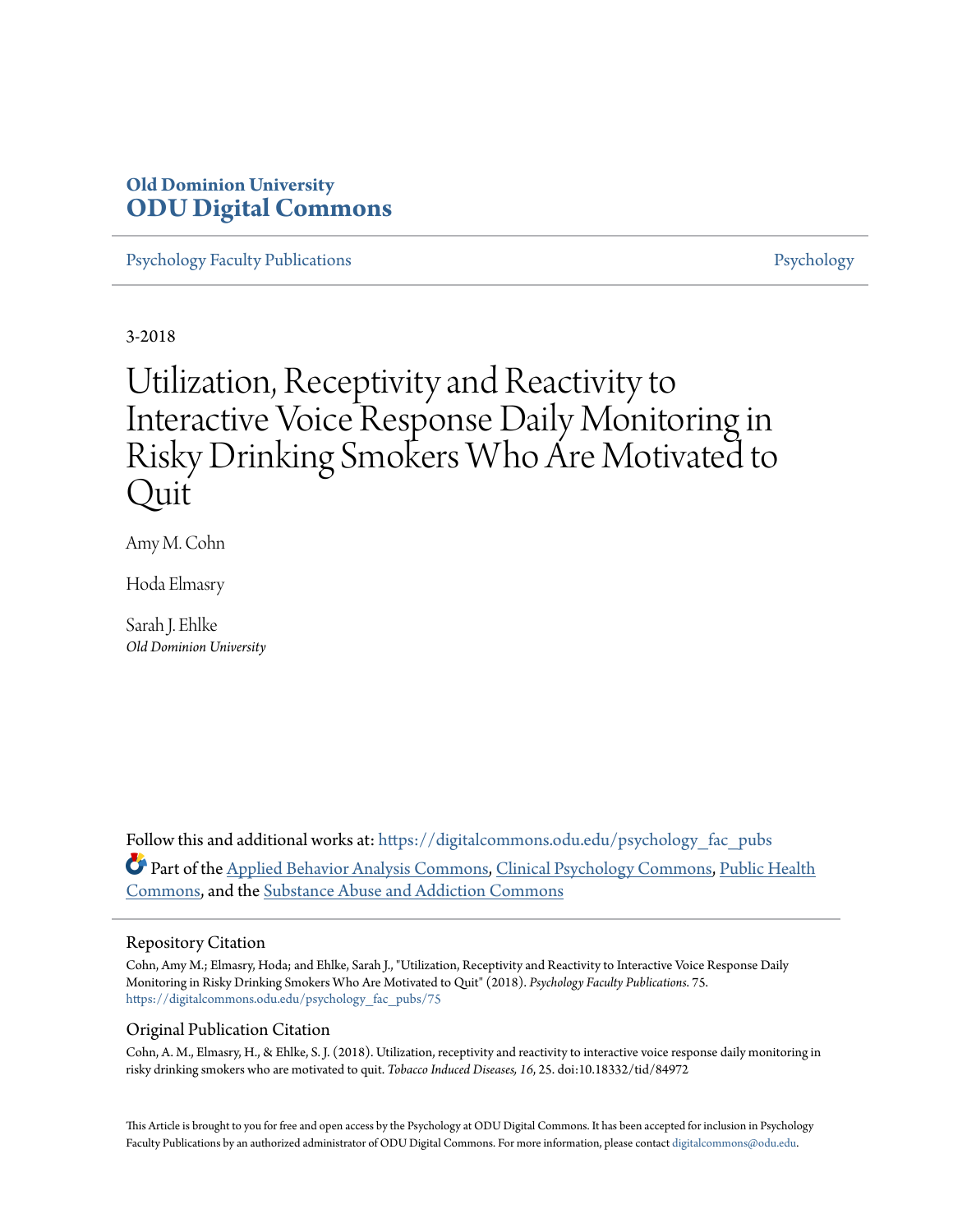**Old Dominion University**
**ODU Digital Commons**

Psychology Faculty Publications | Psychology

3-2018

# Utilization, Receptivity and Reactivity to Interactive Voice Response Daily Monitoring in Risky Drinking Smokers Who Are Motivated to Quit

Amy M. Cohn

Hoda Elmasry

Sarah J. Ehlke
*Old Dominion University*

Follow this and additional works at: https://digitalcommons.odu.edu/psychology_fac_pubs

Part of the Applied Behavior Analysis Commons, Clinical Psychology Commons, Public Health Commons, and the Substance Abuse and Addiction Commons

## Repository Citation

Cohn, Amy M.; Elmasry, Hoda; and Ehlke, Sarah J., "Utilization, Receptivity and Reactivity to Interactive Voice Response Daily Monitoring in Risky Drinking Smokers Who Are Motivated to Quit" (2018). *Psychology Faculty Publications*. 75.
https://digitalcommons.odu.edu/psychology_fac_pubs/75

## Original Publication Citation

Cohn, A. M., Elmasry, H., & Ehlke, S. J. (2018). Utilization, receptivity and reactivity to interactive voice response daily monitoring in risky drinking smokers who are motivated to quit. *Tobacco Induced Diseases, 16*, 25. doi:10.18332/tid/84972

This Article is brought to you for free and open access by the Psychology at ODU Digital Commons. It has been accepted for inclusion in Psychology Faculty Publications by an authorized administrator of ODU Digital Commons. For more information, please contact digitalcommons@odu.edu.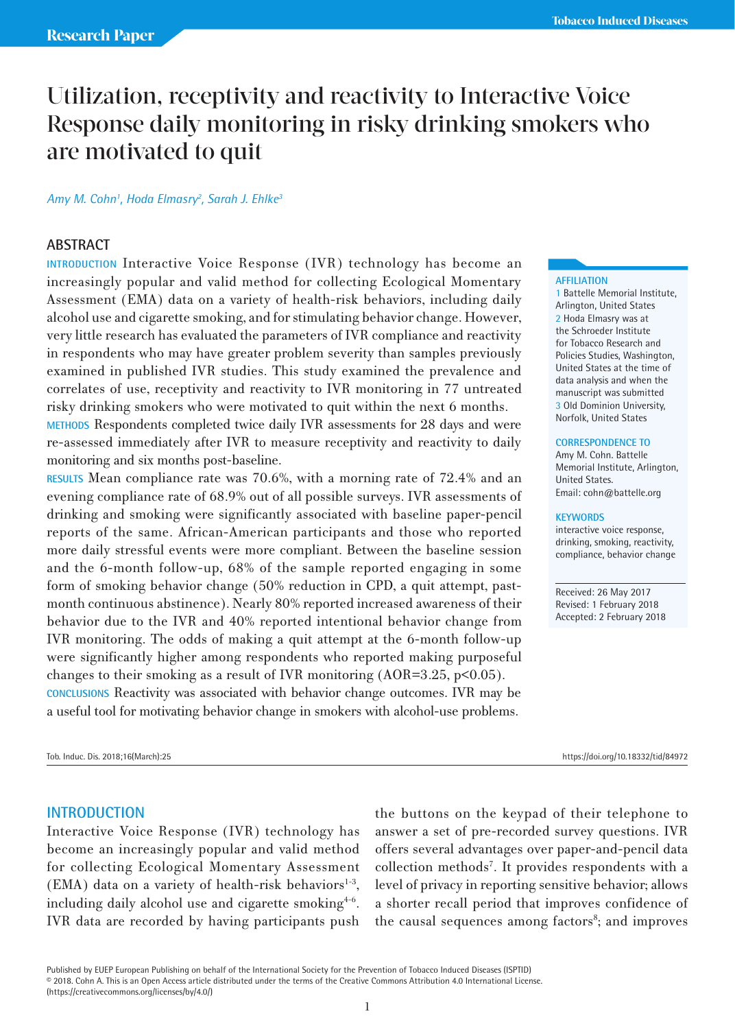Research Paper

# Utilization, receptivity and reactivity to Interactive Voice Response daily monitoring in risky drinking smokers who are motivated to quit

*Amy M. Cohn[1], Hoda Elmasry[2], Sarah J. Ehlke[3]*

## ABSTRACT

**INTRODUCTION** Interactive Voice Response (IVR) technology has become an increasingly popular and valid method for collecting Ecological Momentary Assessment (EMA) data on a variety of health-risk behaviors, including daily alcohol use and cigarette smoking, and for stimulating behavior change. However, very little research has evaluated the parameters of IVR compliance and reactivity in respondents who may have greater problem severity than samples previously examined in published IVR studies. This study examined the prevalence and correlates of use, receptivity and reactivity to IVR monitoring in 77 untreated risky drinking smokers who were motivated to quit within the next 6 months.

**METHODS** Respondents completed twice daily IVR assessments for 28 days and were re-assessed immediately after IVR to measure receptivity and reactivity to daily monitoring and six months post-baseline.

**RESULTS** Mean compliance rate was 70.6%, with a morning rate of 72.4% and an evening compliance rate of 68.9% out of all possible surveys. IVR assessments of drinking and smoking were significantly associated with baseline paper-pencil reports of the same. African-American participants and those who reported more daily stressful events were more compliant. Between the baseline session and the 6-month follow-up, 68% of the sample reported engaging in some form of smoking behavior change (50% reduction in CPD, a quit attempt, past-month continuous abstinence). Nearly 80% reported increased awareness of their behavior due to the IVR and 40% reported intentional behavior change from IVR monitoring. The odds of making a quit attempt at the 6-month follow-up were significantly higher among respondents who reported making purposeful changes to their smoking as a result of IVR monitoring (AOR=3.25, $p<0.05$).

**CONCLUSIONS** Reactivity was associated with behavior change outcomes. IVR may be a useful tool for motivating behavior change in smokers with alcohol-use problems.

**AFFILIATION**
1 Battelle Memorial Institute, Arlington, United States
2 Hoda Elmasry was at the Schroeder Institute for Tobacco Research and Policies Studies, Washington, United States at the time of data analysis and when the manuscript was submitted
3 Old Dominion University, Norfolk, United States

**CORRESPONDENCE TO**
Amy M. Cohn. Battelle Memorial Institute, Arlington, United States.
Email: cohn@battelle.org

**KEYWORDS**
interactive voice response, drinking, smoking, reactivity, compliance, behavior change

Received: 26 May 2017
Revised: 1 February 2018
Accepted: 2 February 2018

Tob. Induc. Dis. 2018;16(March):25 https://doi.org/10.18332/tid/84972

## INTRODUCTION

Interactive Voice Response (IVR) technology has become an increasingly popular and valid method for collecting Ecological Momentary Assessment (EMA) data on a variety of health-risk behaviors[1-3], including daily alcohol use and cigarette smoking[4-6]. IVR data are recorded by having participants push the buttons on the keypad of their telephone to answer a set of pre-recorded survey questions. IVR offers several advantages over paper-and-pencil data collection methods[7]. It provides respondents with a level of privacy in reporting sensitive behavior; allows a shorter recall period that improves confidence of the causal sequences among factors[8]; and improves

Published by EUEP European Publishing on behalf of the International Society for the Prevention of Tobacco Induced Diseases (ISPTID)
© 2018. Cohn A. This is an Open Access article distributed under the terms of the Creative Commons Attribution 4.0 International License. (https://creativecommons.org/licenses/by/4.0/)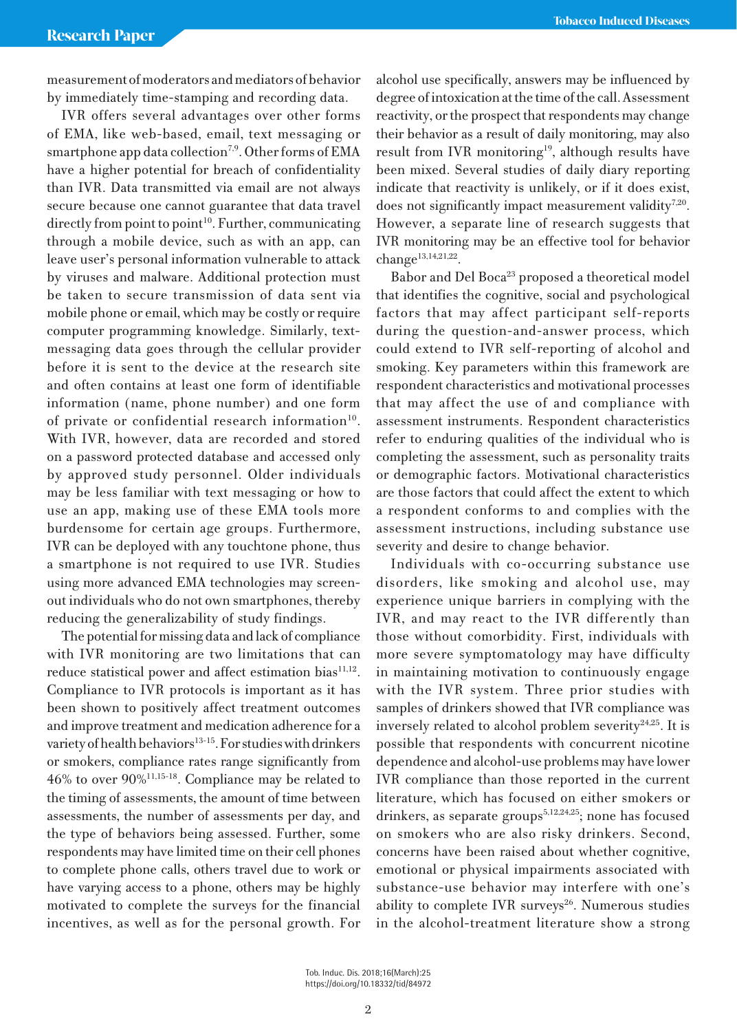measurement of moderators and mediators of behavior by immediately time-stamping and recording data.

IVR offers several advantages over other forms of EMA, like web-based, email, text messaging or smartphone app data collection[7,9]. Other forms of EMA have a higher potential for breach of confidentiality than IVR. Data transmitted via email are not always secure because one cannot guarantee that data travel directly from point to point[10]. Further, communicating through a mobile device, such as with an app, can leave user's personal information vulnerable to attack by viruses and malware. Additional protection must be taken to secure transmission of data sent via mobile phone or email, which may be costly or require computer programming knowledge. Similarly, text-messaging data goes through the cellular provider before it is sent to the device at the research site and often contains at least one form of identifiable information (name, phone number) and one form of private or confidential research information[10]. With IVR, however, data are recorded and stored on a password protected database and accessed only by approved study personnel. Older individuals may be less familiar with text messaging or how to use an app, making use of these EMA tools more burdensome for certain age groups. Furthermore, IVR can be deployed with any touchtone phone, thus a smartphone is not required to use IVR. Studies using more advanced EMA technologies may screen-out individuals who do not own smartphones, thereby reducing the generalizability of study findings.

The potential for missing data and lack of compliance with IVR monitoring are two limitations that can reduce statistical power and affect estimation bias[11,12]. Compliance to IVR protocols is important as it has been shown to positively affect treatment outcomes and improve treatment and medication adherence for a variety of health behaviors[13-15]. For studies with drinkers or smokers, compliance rates range significantly from 46% to over 90%[11,15-18]. Compliance may be related to the timing of assessments, the amount of time between assessments, the number of assessments per day, and the type of behaviors being assessed. Further, some respondents may have limited time on their cell phones to complete phone calls, others travel due to work or have varying access to a phone, others may be highly motivated to complete the surveys for the financial incentives, as well as for the personal growth. For alcohol use specifically, answers may be influenced by degree of intoxication at the time of the call. Assessment reactivity, or the prospect that respondents may change their behavior as a result of daily monitoring, may also result from IVR monitoring[19], although results have been mixed. Several studies of daily diary reporting indicate that reactivity is unlikely, or if it does exist, does not significantly impact measurement validity[7,20]. However, a separate line of research suggests that IVR monitoring may be an effective tool for behavior change[13,14,21,22].

Babor and Del Boca[23] proposed a theoretical model that identifies the cognitive, social and psychological factors that may affect participant self-reports during the question-and-answer process, which could extend to IVR self-reporting of alcohol and smoking. Key parameters within this framework are respondent characteristics and motivational processes that may affect the use of and compliance with assessment instruments. Respondent characteristics refer to enduring qualities of the individual who is completing the assessment, such as personality traits or demographic factors. Motivational characteristics are those factors that could affect the extent to which a respondent conforms to and complies with the assessment instructions, including substance use severity and desire to change behavior.

Individuals with co-occurring substance use disorders, like smoking and alcohol use, may experience unique barriers in complying with the IVR, and may react to the IVR differently than those without comorbidity. First, individuals with more severe symptomatology may have difficulty in maintaining motivation to continuously engage with the IVR system. Three prior studies with samples of drinkers showed that IVR compliance was inversely related to alcohol problem severity[24,25]. It is possible that respondents with concurrent nicotine dependence and alcohol-use problems may have lower IVR compliance than those reported in the current literature, which has focused on either smokers or drinkers, as separate groups[5,12,24,25]; none has focused on smokers who are also risky drinkers. Second, concerns have been raised about whether cognitive, emotional or physical impairments associated with substance-use behavior may interfere with one's ability to complete IVR surveys[26]. Numerous studies in the alcohol-treatment literature show a strong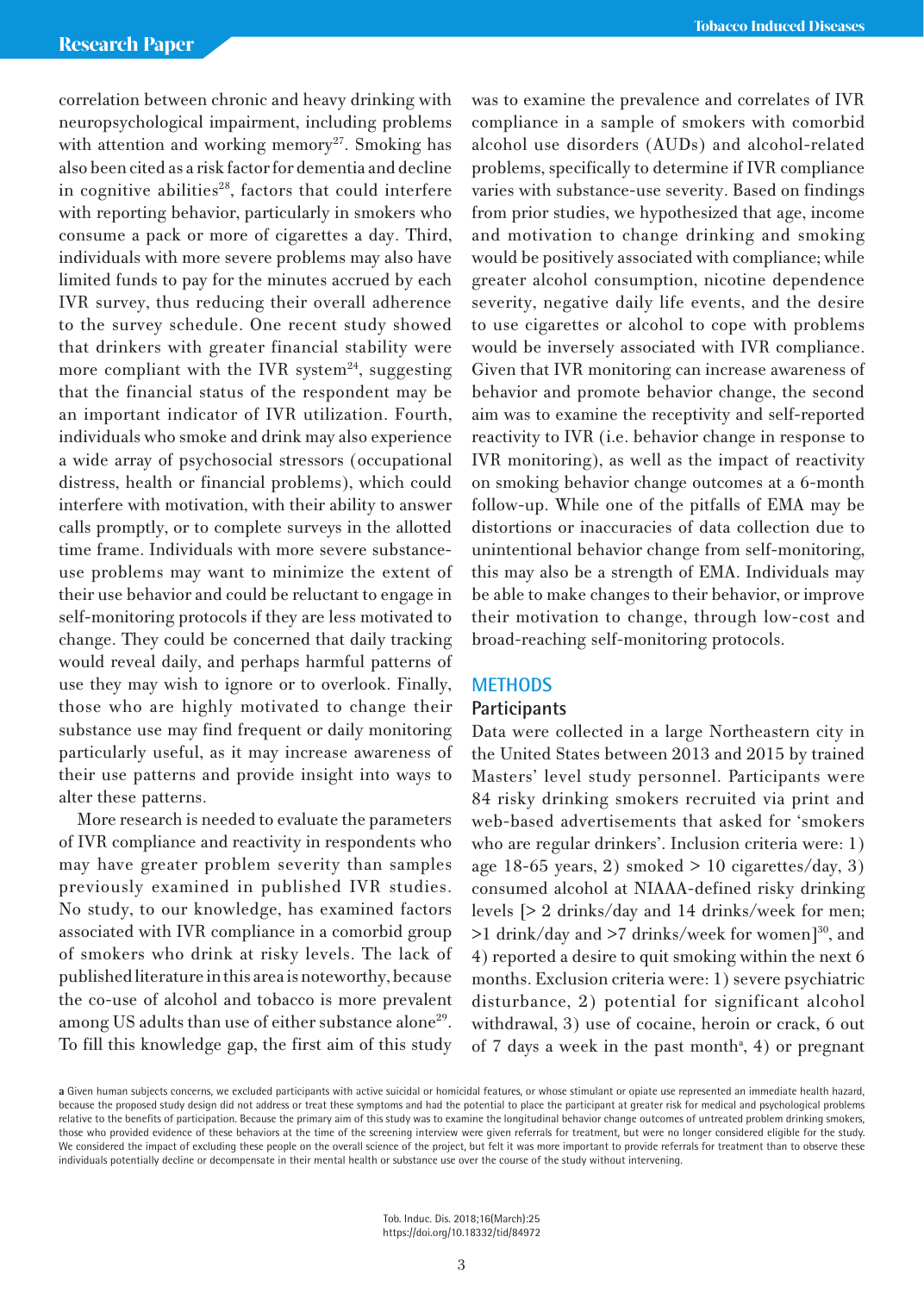correlation between chronic and heavy drinking with neuropsychological impairment, including problems with attention and working memory[27]. Smoking has also been cited as a risk factor for dementia and decline in cognitive abilities[28], factors that could interfere with reporting behavior, particularly in smokers who consume a pack or more of cigarettes a day. Third, individuals with more severe problems may also have limited funds to pay for the minutes accrued by each IVR survey, thus reducing their overall adherence to the survey schedule. One recent study showed that drinkers with greater financial stability were more compliant with the IVR system[24], suggesting that the financial status of the respondent may be an important indicator of IVR utilization. Fourth, individuals who smoke and drink may also experience a wide array of psychosocial stressors (occupational distress, health or financial problems), which could interfere with motivation, with their ability to answer calls promptly, or to complete surveys in the allotted time frame. Individuals with more severe substance-use problems may want to minimize the extent of their use behavior and could be reluctant to engage in self-monitoring protocols if they are less motivated to change. They could be concerned that daily tracking would reveal daily, and perhaps harmful patterns of use they may wish to ignore or to overlook. Finally, those who are highly motivated to change their substance use may find frequent or daily monitoring particularly useful, as it may increase awareness of their use patterns and provide insight into ways to alter these patterns.

More research is needed to evaluate the parameters of IVR compliance and reactivity in respondents who may have greater problem severity than samples previously examined in published IVR studies. No study, to our knowledge, has examined factors associated with IVR compliance in a comorbid group of smokers who drink at risky levels. The lack of published literature in this area is noteworthy, because the co-use of alcohol and tobacco is more prevalent among US adults than use of either substance alone[29]. To fill this knowledge gap, the first aim of this study was to examine the prevalence and correlates of IVR compliance in a sample of smokers with comorbid alcohol use disorders (AUDs) and alcohol-related problems, specifically to determine if IVR compliance varies with substance-use severity. Based on findings from prior studies, we hypothesized that age, income and motivation to change drinking and smoking would be positively associated with compliance; while greater alcohol consumption, nicotine dependence severity, negative daily life events, and the desire to use cigarettes or alcohol to cope with problems would be inversely associated with IVR compliance. Given that IVR monitoring can increase awareness of behavior and promote behavior change, the second aim was to examine the receptivity and self-reported reactivity to IVR (i.e. behavior change in response to IVR monitoring), as well as the impact of reactivity on smoking behavior change outcomes at a 6-month follow-up. While one of the pitfalls of EMA may be distortions or inaccuracies of data collection due to unintentional behavior change from self-monitoring, this may also be a strength of EMA. Individuals may be able to make changes to their behavior, or improve their motivation to change, through low-cost and broad-reaching self-monitoring protocols.

## METHODS

### Participants

Data were collected in a large Northeastern city in the United States between 2013 and 2015 by trained Masters' level study personnel. Participants were 84 risky drinking smokers recruited via print and web-based advertisements that asked for 'smokers who are regular drinkers'. Inclusion criteria were: 1) age 18-65 years, 2) smoked > 10 cigarettes/day, 3) consumed alcohol at NIAAA-defined risky drinking levels [> 2 drinks/day and 14 drinks/week for men; >1 drink/day and >7 drinks/week for women][30], and 4) reported a desire to quit smoking within the next 6 months. Exclusion criteria were: 1) severe psychiatric disturbance, 2) potential for significant alcohol withdrawal, 3) use of cocaine, heroin or crack, 6 out of 7 days a week in the past month[a], 4) or pregnant

[a] Given human subjects concerns, we excluded participants with active suicidal or homicidal features, or whose stimulant or opiate use represented an immediate health hazard, because the proposed study design did not address or treat these symptoms and had the potential to place the participant at greater risk for medical and psychological problems relative to the benefits of participation. Because the primary aim of this study was to examine the longitudinal behavior change outcomes of untreated problem drinking smokers, those who provided evidence of these behaviors at the time of the screening interview were given referrals for treatment, but were no longer considered eligible for the study. We considered the impact of excluding these people on the overall science of the project, but felt it was more important to provide referrals for treatment than to observe these individuals potentially decline or decompensate in their mental health or substance use over the course of the study without intervening.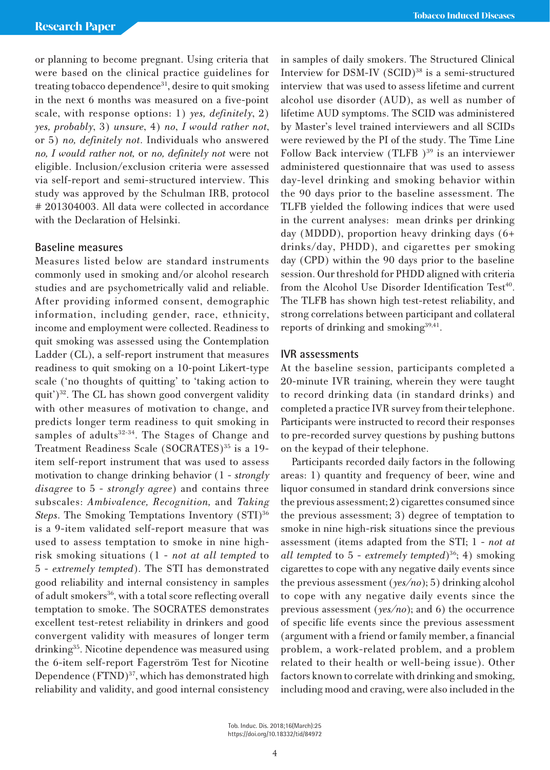or planning to become pregnant. Using criteria that were based on the clinical practice guidelines for treating tobacco dependence[31], desire to quit smoking in the next 6 months was measured on a five-point scale, with response options: 1) *yes, definitely*, 2) *yes, probably*, 3) *unsure*, 4) *no, I would rather not*, or 5) *no, definitely not*. Individuals who answered *no, I would rather not,* or *no, definitely not* were not eligible. Inclusion/exclusion criteria were assessed via self-report and semi-structured interview. This study was approved by the Schulman IRB, protocol # 201304003. All data were collected in accordance with the Declaration of Helsinki.

## Baseline measures

Measures listed below are standard instruments commonly used in smoking and/or alcohol research studies and are psychometrically valid and reliable. After providing informed consent, demographic information, including gender, race, ethnicity, income and employment were collected. Readiness to quit smoking was assessed using the Contemplation Ladder (CL), a self-report instrument that measures readiness to quit smoking on a 10-point Likert-type scale ('no thoughts of quitting' to 'taking action to quit')[32]. The CL has shown good convergent validity with other measures of motivation to change, and predicts longer term readiness to quit smoking in samples of adults[32-34]. The Stages of Change and Treatment Readiness Scale (SOCRATES)[35] is a 19-item self-report instrument that was used to assess motivation to change drinking behavior (1 - *strongly disagree* to 5 - *strongly agree*) and contains three subscales: *Ambivalence, Recognition,* and *Taking Steps*. The Smoking Temptations Inventory (STI)[36] is a 9-item validated self-report measure that was used to assess temptation to smoke in nine high-risk smoking situations (1 - *not at all tempted* to 5 - *extremely tempted*). The STI has demonstrated good reliability and internal consistency in samples of adult smokers[36], with a total score reflecting overall temptation to smoke. The SOCRATES demonstrates excellent test-retest reliability in drinkers and good convergent validity with measures of longer term drinking[35]. Nicotine dependence was measured using the 6-item self-report Fagerström Test for Nicotine Dependence (FTND)[37], which has demonstrated high reliability and validity, and good internal consistency in samples of daily smokers. The Structured Clinical Interview for DSM-IV (SCID)[38] is a semi-structured interview that was used to assess lifetime and current alcohol use disorder (AUD), as well as number of lifetime AUD symptoms. The SCID was administered by Master's level trained interviewers and all SCIDs were reviewed by the PI of the study. The Time Line Follow Back interview (TLFB )[39] is an interviewer administered questionnaire that was used to assess day-level drinking and smoking behavior within the 90 days prior to the baseline assessment. The TLFB yielded the following indices that were used in the current analyses: mean drinks per drinking day (MDDD), proportion heavy drinking days (6+ drinks/day, PHDD), and cigarettes per smoking day (CPD) within the 90 days prior to the baseline session. Our threshold for PHDD aligned with criteria from the Alcohol Use Disorder Identification Test[40]. The TLFB has shown high test-retest reliability, and strong correlations between participant and collateral reports of drinking and smoking[39,41].

## IVR assessments

At the baseline session, participants completed a 20-minute IVR training, wherein they were taught to record drinking data (in standard drinks) and completed a practice IVR survey from their telephone. Participants were instructed to record their responses to pre-recorded survey questions by pushing buttons on the keypad of their telephone.

Participants recorded daily factors in the following areas: 1) quantity and frequency of beer, wine and liquor consumed in standard drink conversions since the previous assessment; 2) cigarettes consumed since the previous assessment; 3) degree of temptation to smoke in nine high-risk situations since the previous assessment (items adapted from the STI; 1 - *not at all tempted* to 5 - *extremely tempted*)[36]; 4) smoking cigarettes to cope with any negative daily events since the previous assessment (*yes/no*); 5) drinking alcohol to cope with any negative daily events since the previous assessment (*yes/no*); and 6) the occurrence of specific life events since the previous assessment (argument with a friend or family member, a financial problem, a work-related problem, and a problem related to their health or well-being issue). Other factors known to correlate with drinking and smoking, including mood and craving, were also included in the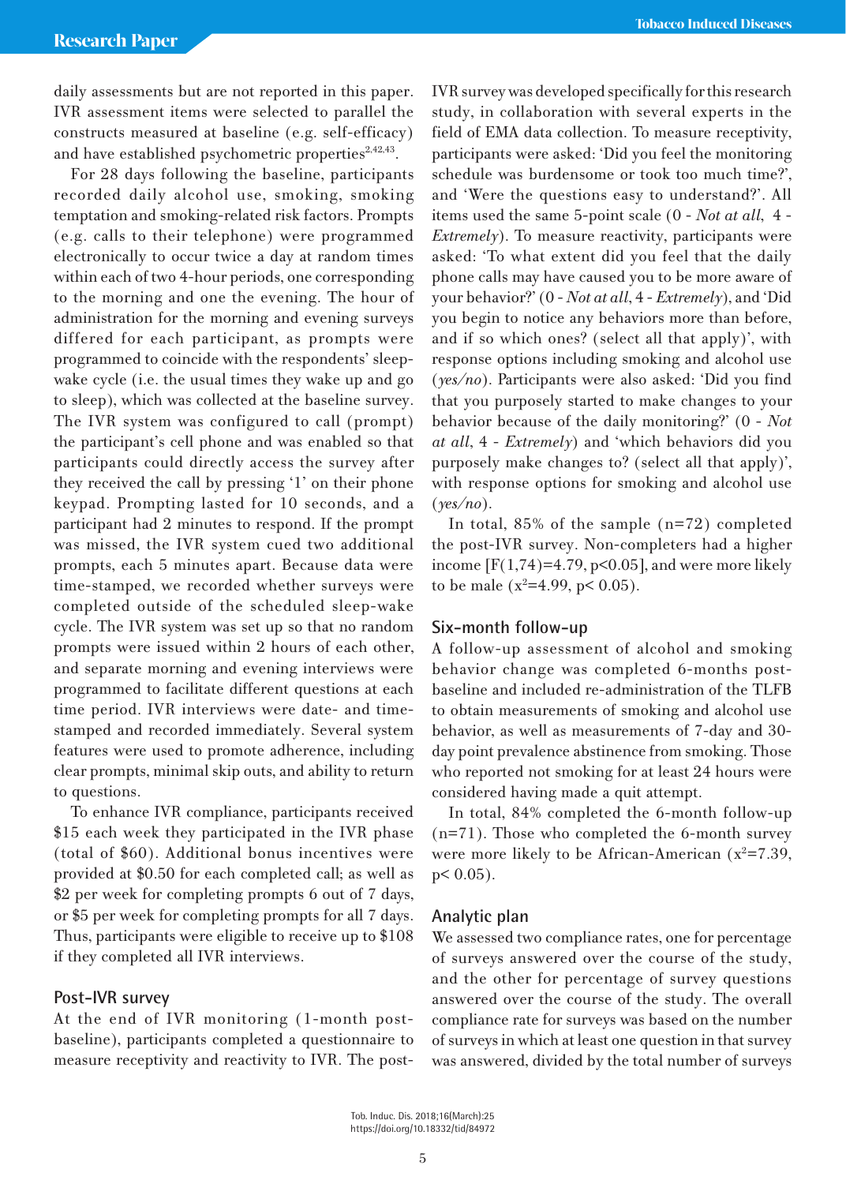daily assessments but are not reported in this paper. IVR assessment items were selected to parallel the constructs measured at baseline (e.g. self-efficacy) and have established psychometric properties[2,42,43].

For 28 days following the baseline, participants recorded daily alcohol use, smoking, smoking temptation and smoking-related risk factors. Prompts (e.g. calls to their telephone) were programmed electronically to occur twice a day at random times within each of two 4-hour periods, one corresponding to the morning and one the evening. The hour of administration for the morning and evening surveys differed for each participant, as prompts were programmed to coincide with the respondents' sleep-wake cycle (i.e. the usual times they wake up and go to sleep), which was collected at the baseline survey. The IVR system was configured to call (prompt) the participant's cell phone and was enabled so that participants could directly access the survey after they received the call by pressing '1' on their phone keypad. Prompting lasted for 10 seconds, and a participant had 2 minutes to respond. If the prompt was missed, the IVR system cued two additional prompts, each 5 minutes apart. Because data were time-stamped, we recorded whether surveys were completed outside of the scheduled sleep-wake cycle. The IVR system was set up so that no random prompts were issued within 2 hours of each other, and separate morning and evening interviews were programmed to facilitate different questions at each time period. IVR interviews were date- and time-stamped and recorded immediately. Several system features were used to promote adherence, including clear prompts, minimal skip outs, and ability to return to questions.

To enhance IVR compliance, participants received $15 each week they participated in the IVR phase (total of $60). Additional bonus incentives were provided at $0.50 for each completed call; as well as $2 per week for completing prompts 6 out of 7 days, or $5 per week for completing prompts for all 7 days. Thus, participants were eligible to receive up to $108 if they completed all IVR interviews.

## Post-IVR survey

At the end of IVR monitoring (1-month post-baseline), participants completed a questionnaire to measure receptivity and reactivity to IVR. The post-IVR survey was developed specifically for this research study, in collaboration with several experts in the field of EMA data collection. To measure receptivity, participants were asked: 'Did you feel the monitoring schedule was burdensome or took too much time?', and 'Were the questions easy to understand?'. All items used the same 5-point scale (0 - *Not at all*, 4 - *Extremely*). To measure reactivity, participants were asked: 'To what extent did you feel that the daily phone calls may have caused you to be more aware of your behavior?' (0 - *Not at all*, 4 - *Extremely*), and 'Did you begin to notice any behaviors more than before, and if so which ones? (select all that apply)', with response options including smoking and alcohol use (*yes/no*). Participants were also asked: 'Did you find that you purposely started to make changes to your behavior because of the daily monitoring?' (0 - *Not at all*, 4 - *Extremely*) and 'which behaviors did you purposely make changes to? (select all that apply)', with response options for smoking and alcohol use (*yes/no*).

In total, 85% of the sample (n=72) completed the post-IVR survey. Non-completers had a higher income [$F(1,74)=4.79$, $p<0.05$], and were more likely to be male ($x^2=4.99$, $p<0.05$).

## Six-month follow-up

A follow-up assessment of alcohol and smoking behavior change was completed 6-months post-baseline and included re-administration of the TLFB to obtain measurements of smoking and alcohol use behavior, as well as measurements of 7-day and 30-day point prevalence abstinence from smoking. Those who reported not smoking for at least 24 hours were considered having made a quit attempt.

In total, 84% completed the 6-month follow-up (n=71). Those who completed the 6-month survey were more likely to be African-American ($x^2=7.39$, $p<0.05$).

## Analytic plan

We assessed two compliance rates, one for percentage of surveys answered over the course of the study, and the other for percentage of survey questions answered over the course of the study. The overall compliance rate for surveys was based on the number of surveys in which at least one question in that survey was answered, divided by the total number of surveys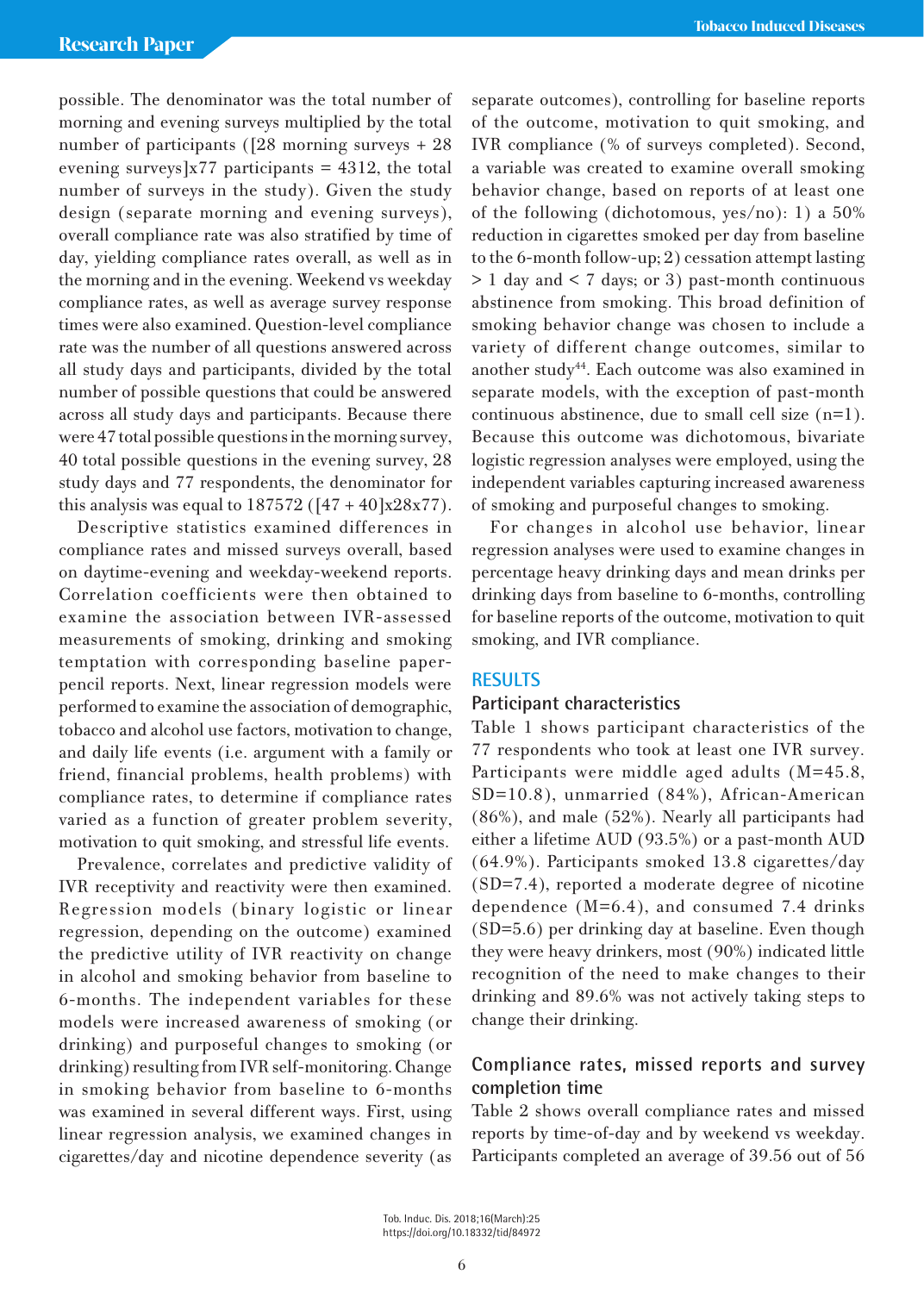possible. The denominator was the total number of morning and evening surveys multiplied by the total number of participants ([28 morning surveys + 28 evening surveys]x77 participants = 4312, the total number of surveys in the study). Given the study design (separate morning and evening surveys), overall compliance rate was also stratified by time of day, yielding compliance rates overall, as well as in the morning and in the evening. Weekend vs weekday compliance rates, as well as average survey response times were also examined. Question-level compliance rate was the number of all questions answered across all study days and participants, divided by the total number of possible questions that could be answered across all study days and participants. Because there were 47 total possible questions in the morning survey, 40 total possible questions in the evening survey, 28 study days and 77 respondents, the denominator for this analysis was equal to 187572 ([47 + 40]x28x77).

Descriptive statistics examined differences in compliance rates and missed surveys overall, based on daytime-evening and weekday-weekend reports. Correlation coefficients were then obtained to examine the association between IVR-assessed measurements of smoking, drinking and smoking temptation with corresponding baseline paper-pencil reports. Next, linear regression models were performed to examine the association of demographic, tobacco and alcohol use factors, motivation to change, and daily life events (i.e. argument with a family or friend, financial problems, health problems) with compliance rates, to determine if compliance rates varied as a function of greater problem severity, motivation to quit smoking, and stressful life events.

Prevalence, correlates and predictive validity of IVR receptivity and reactivity were then examined. Regression models (binary logistic or linear regression, depending on the outcome) examined the predictive utility of IVR reactivity on change in alcohol and smoking behavior from baseline to 6-months. The independent variables for these models were increased awareness of smoking (or drinking) and purposeful changes to smoking (or drinking) resulting from IVR self-monitoring. Change in smoking behavior from baseline to 6-months was examined in several different ways. First, using linear regression analysis, we examined changes in cigarettes/day and nicotine dependence severity (as separate outcomes), controlling for baseline reports of the outcome, motivation to quit smoking, and IVR compliance (% of surveys completed). Second, a variable was created to examine overall smoking behavior change, based on reports of at least one of the following (dichotomous, yes/no): 1) a 50% reduction in cigarettes smoked per day from baseline to the 6-month follow-up; 2) cessation attempt lasting > 1 day and < 7 days; or 3) past-month continuous abstinence from smoking. This broad definition of smoking behavior change was chosen to include a variety of different change outcomes, similar to another study[44]. Each outcome was also examined in separate models, with the exception of past-month continuous abstinence, due to small cell size (n=1). Because this outcome was dichotomous, bivariate logistic regression analyses were employed, using the independent variables capturing increased awareness of smoking and purposeful changes to smoking.

For changes in alcohol use behavior, linear regression analyses were used to examine changes in percentage heavy drinking days and mean drinks per drinking days from baseline to 6-months, controlling for baseline reports of the outcome, motivation to quit smoking, and IVR compliance.

## RESULTS

### Participant characteristics

Table 1 shows participant characteristics of the 77 respondents who took at least one IVR survey. Participants were middle aged adults (M=45.8, SD=10.8), unmarried (84%), African-American (86%), and male (52%). Nearly all participants had either a lifetime AUD (93.5%) or a past-month AUD (64.9%). Participants smoked 13.8 cigarettes/day (SD=7.4), reported a moderate degree of nicotine dependence (M=6.4), and consumed 7.4 drinks (SD=5.6) per drinking day at baseline. Even though they were heavy drinkers, most (90%) indicated little recognition of the need to make changes to their drinking and 89.6% was not actively taking steps to change their drinking.

### Compliance rates, missed reports and survey completion time

Table 2 shows overall compliance rates and missed reports by time-of-day and by weekend vs weekday. Participants completed an average of 39.56 out of 56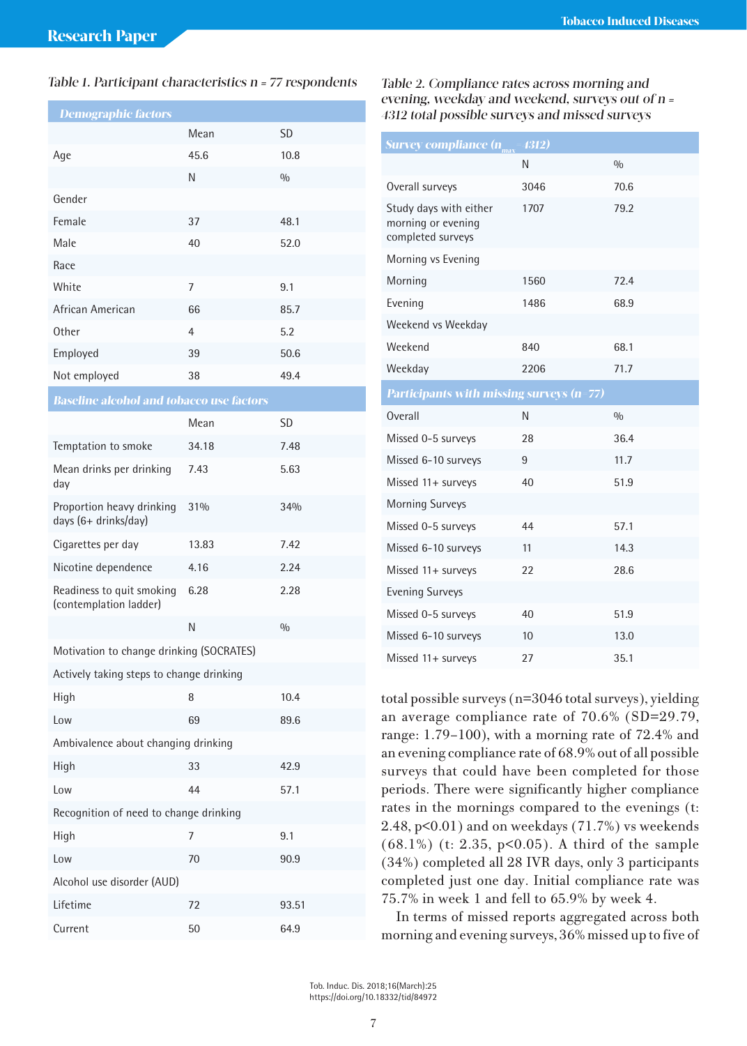*Table 1. Participant characteristics n = 77 respondents*

| *Demographic factors* | | |
|---|---|---|
| | Mean | SD |
| Age | 45.6 | 10.8 |
| | N | % |
| Gender | | |
| Female | 37 | 48.1 |
| Male | 40 | 52.0 |
| Race | | |
| White | 7 | 9.1 |
| African American | 66 | 85.7 |
| Other | 4 | 5.2 |
| Employed | 39 | 50.6 |
| Not employed | 38 | 49.4 |
| *Baseline alcohol and tobacco use factors* | | |
| | Mean | SD |
| Temptation to smoke | 34.18 | 7.48 |
| Mean drinks per drinking day | 7.43 | 5.63 |
| Proportion heavy drinking days (6+ drinks/day) | 31% | 34% |
| Cigarettes per day | 13.83 | 7.42 |
| Nicotine dependence | 4.16 | 2.24 |
| Readiness to quit smoking (contemplation ladder) | 6.28 | 2.28 |
| | N | % |
| Motivation to change drinking (SOCRATES) | | |
| Actively taking steps to change drinking | | |
| High | 8 | 10.4 |
| Low | 69 | 89.6 |
| Ambivalence about changing drinking | | |
| High | 33 | 42.9 |
| Low | 44 | 57.1 |
| Recognition of need to change drinking | | |
| High | 7 | 9.1 |
| Low | 70 | 90.9 |
| Alcohol use disorder (AUD) | | |
| Lifetime | 72 | 93.51 |
| Current | 50 | 64.9 |

*Table 2. Compliance rates across morning and evening, weekday and weekend, surveys out of n = 4312 total possible surveys and missed surveys*

| *Survey compliance ($n_{max}$ = 4312)* | | |
|---|---|---|
| | N | % |
| Overall surveys | 3046 | 70.6 |
| Study days with either morning or evening completed surveys | 1707 | 79.2 |
| Morning vs Evening | | |
| Morning | 1560 | 72.4 |
| Evening | 1486 | 68.9 |
| Weekend vs Weekday | | |
| Weekend | 840 | 68.1 |
| Weekday | 2206 | 71.7 |
| *Participants with missing surveys (n=77)* | | |
| Overall | N | % |
| Missed 0–5 surveys | 28 | 36.4 |
| Missed 6–10 surveys | 9 | 11.7 |
| Missed 11+ surveys | 40 | 51.9 |
| Morning Surveys | | |
| Missed 0–5 surveys | 44 | 57.1 |
| Missed 6–10 surveys | 11 | 14.3 |
| Missed 11+ surveys | 22 | 28.6 |
| Evening Surveys | | |
| Missed 0–5 surveys | 40 | 51.9 |
| Missed 6–10 surveys | 10 | 13.0 |
| Missed 11+ surveys | 27 | 35.1 |

total possible surveys (n=3046 total surveys), yielding an average compliance rate of 70.6% (SD=29.79, range: 1.79–100), with a morning rate of 72.4% and an evening compliance rate of 68.9% out of all possible surveys that could have been completed for those periods. There were significantly higher compliance rates in the mornings compared to the evenings (t: 2.48, $p<0.01$) and on weekdays (71.7%) vs weekends (68.1%) (t: 2.35, $p<0.05$). A third of the sample (34%) completed all 28 IVR days, only 3 participants completed just one day. Initial compliance rate was 75.7% in week 1 and fell to 65.9% by week 4.

In terms of missed reports aggregated across both morning and evening surveys, 36% missed up to five of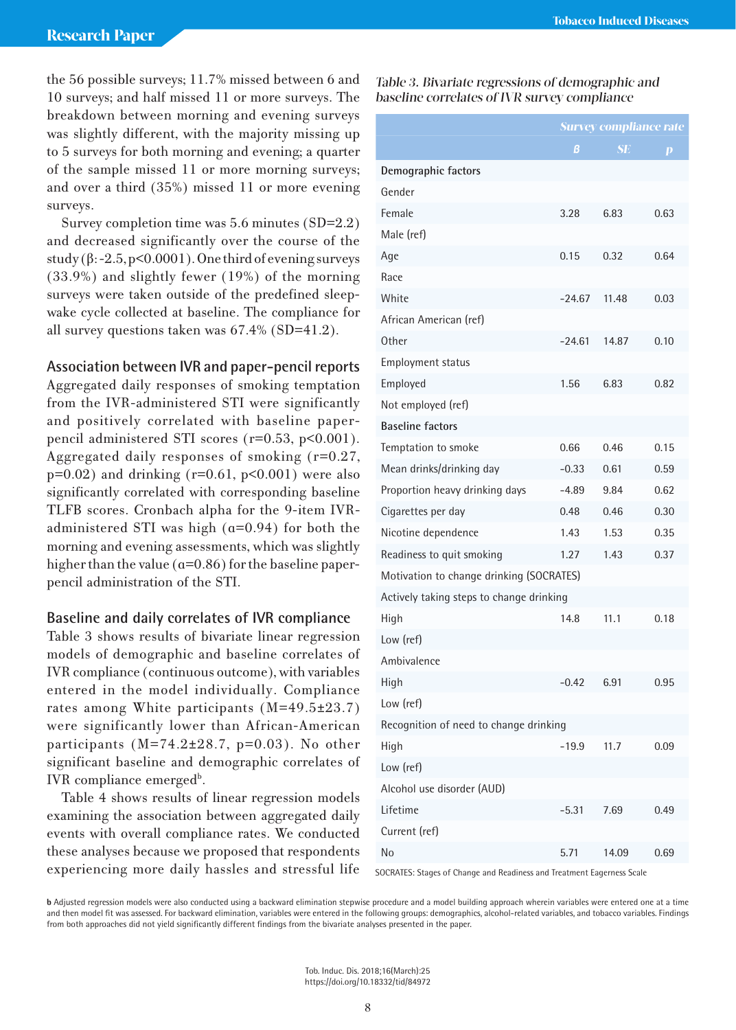the 56 possible surveys; 11.7% missed between 6 and 10 surveys; and half missed 11 or more surveys. The breakdown between morning and evening surveys was slightly different, with the majority missing up to 5 surveys for both morning and evening; a quarter of the sample missed 11 or more morning surveys; and over a third (35%) missed 11 or more evening surveys.

Survey completion time was 5.6 minutes (SD=2.2) and decreased significantly over the course of the study (β:-2.5, p<0.0001). One third of evening surveys (33.9%) and slightly fewer (19%) of the morning surveys were taken outside of the predefined sleep-wake cycle collected at baseline. The compliance for all survey questions taken was 67.4% (SD=41.2).

### Association between IVR and paper-pencil reports

Aggregated daily responses of smoking temptation from the IVR-administered STI were significantly and positively correlated with baseline paper-pencil administered STI scores (r=0.53, p<0.001). Aggregated daily responses of smoking (r=0.27, p=0.02) and drinking (r=0.61, p<0.001) were also significantly correlated with corresponding baseline TLFB scores. Cronbach alpha for the 9-item IVR-administered STI was high (α=0.94) for both the morning and evening assessments, which was slightly higher than the value (α=0.86) for the baseline paper-pencil administration of the STI.

### Baseline and daily correlates of IVR compliance

Table 3 shows results of bivariate linear regression models of demographic and baseline correlates of IVR compliance (continuous outcome), with variables entered in the model individually. Compliance rates among White participants (M=49.5±23.7) were significantly lower than African-American participants (M=74.2±28.7, p=0.03). No other significant baseline and demographic correlates of IVR compliance emerged[b].

Table 4 shows results of linear regression models examining the association between aggregated daily events with overall compliance rates. We conducted these analyses because we proposed that respondents experiencing more daily hassles and stressful life

*Table 3. Bivariate regressions of demographic and baseline correlates of IVR survey compliance*

| | Survey compliance rate | | |
|---|---|---|---|
| | B | SE | p |
| **Demographic factors** | | | |
| Gender | | | |
| Female | 3.28 | 6.83 | 0.63 |
| Male (ref) | | | |
| Age | 0.15 | 0.32 | 0.64 |
| Race | | | |
| White | -24.67 | 11.48 | 0.03 |
| African American (ref) | | | |
| Other | -24.61 | 14.87 | 0.10 |
| Employment status | | | |
| Employed | 1.56 | 6.83 | 0.82 |
| Not employed (ref) | | | |
| **Baseline factors** | | | |
| Temptation to smoke | 0.66 | 0.46 | 0.15 |
| Mean drinks/drinking day | -0.33 | 0.61 | 0.59 |
| Proportion heavy drinking days | -4.89 | 9.84 | 0.62 |
| Cigarettes per day | 0.48 | 0.46 | 0.30 |
| Nicotine dependence | 1.43 | 1.53 | 0.35 |
| Readiness to quit smoking | 1.27 | 1.43 | 0.37 |
| Motivation to change drinking (SOCRATES) | | | |
| Actively taking steps to change drinking | | | |
| High | 14.8 | 11.1 | 0.18 |
| Low (ref) | | | |
| Ambivalence | | | |
| High | -0.42 | 6.91 | 0.95 |
| Low (ref) | | | |
| Recognition of need to change drinking | | | |
| High | -19.9 | 11.7 | 0.09 |
| Low (ref) | | | |
| Alcohol use disorder (AUD) | | | |
| Lifetime | -5.31 | 7.69 | 0.49 |
| Current (ref) | | | |
| No | 5.71 | 14.09 | 0.69 |

SOCRATES: Stages of Change and Readiness and Treatment Eagerness Scale

**b** Adjusted regression models were also conducted using a backward elimination stepwise procedure and a model building approach wherein variables were entered one at a time and then model fit was assessed. For backward elimination, variables were entered in the following groups: demographics, alcohol-related variables, and tobacco variables. Findings from both approaches did not yield significantly different findings from the bivariate analyses presented in the paper.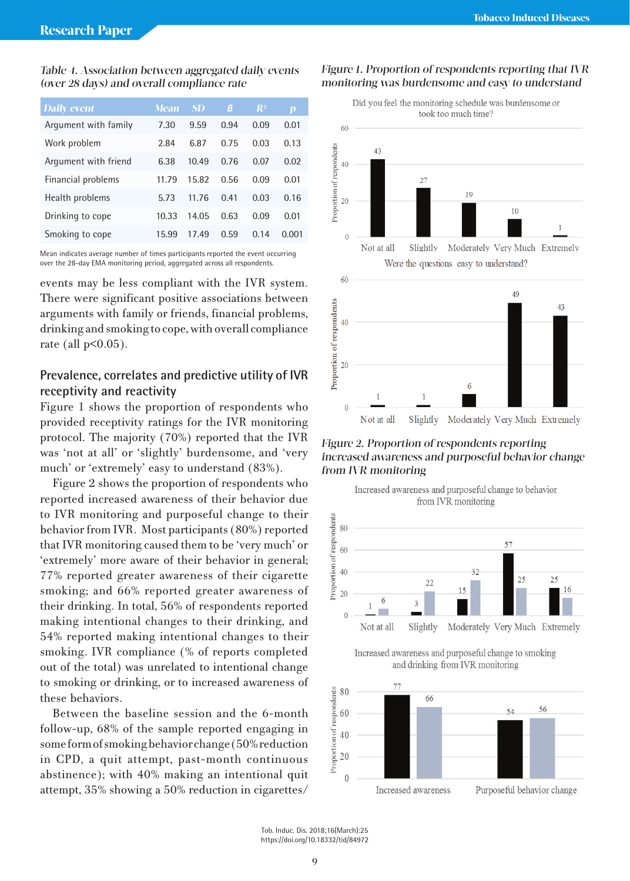*Table 4. Association between aggregated daily events (over 28 days) and overall compliance rate*

| Daily event | Mean | SD | β | $R^2$ | p |
|---|---|---|---|---|---|
| Argument with family | 7.30 | 9.59 | 0.94 | 0.09 | 0.01 |
| Work problem | 2.84 | 6.87 | 0.75 | 0.03 | 0.13 |
| Argument with friend | 6.38 | 10.49 | 0.76 | 0.07 | 0.02 |
| Financial problems | 11.79 | 15.82 | 0.56 | 0.09 | 0.01 |
| Health problems | 5.73 | 11.76 | 0.41 | 0.03 | 0.16 |
| Drinking to cope | 10.33 | 14.05 | 0.63 | 0.09 | 0.01 |
| Smoking to cope | 15.99 | 17.49 | 0.59 | 0.14 | 0.001 |

Mean indicates average number of times participants reported the event occurring over the 28-day EMA monitoring period, aggregated across all respondents.

events may be less compliant with the IVR system. There were significant positive associations between arguments with family or friends, financial problems, drinking and smoking to cope, with overall compliance rate (all $p<0.05$).

## Prevalence, correlates and predictive utility of IVR receptivity and reactivity

Figure 1 shows the proportion of respondents who provided receptivity ratings for the IVR monitoring protocol. The majority (70%) reported that the IVR was 'not at all' or 'slightly' burdensome, and 'very much' or 'extremely' easy to understand (83%).

Figure 2 shows the proportion of respondents who reported increased awareness of their behavior due to IVR monitoring and purposeful change to their behavior from IVR. Most participants (80%) reported that IVR monitoring caused them to be 'very much' or 'extremely' more aware of their behavior in general; 77% reported greater awareness of their cigarette smoking; and 66% reported greater awareness of their drinking. In total, 56% of respondents reported making intentional changes to their drinking, and 54% reported making intentional changes to their smoking. IVR compliance (% of reports completed out of the total) was unrelated to intentional change to smoking or drinking, or to increased awareness of these behaviors.

Between the baseline session and the 6-month follow-up, 68% of the sample reported engaging in some form of smoking behavior change (50% reduction in CPD, a quit attempt, past-month continuous abstinence); with 40% making an intentional quit attempt, 35% showing a 50% reduction in cigarettes/

*Figure 1. Proportion of respondents reporting that IVR monitoring was burdensome and easy to understand*

*Figure 2. Proportion of respondents reporting increased awareness and purposeful behavior change from IVR monitoring*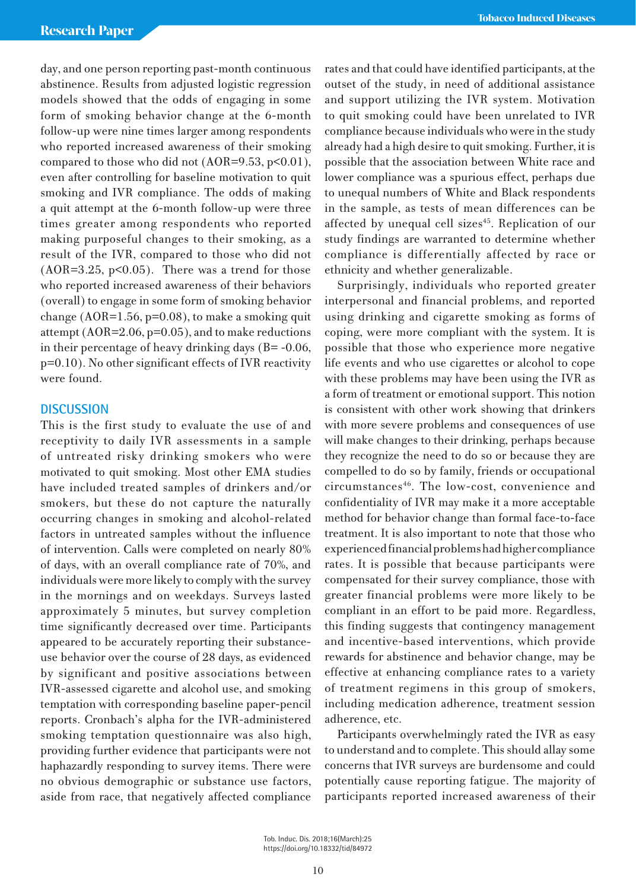day, and one person reporting past-month continuous abstinence. Results from adjusted logistic regression models showed that the odds of engaging in some form of smoking behavior change at the 6-month follow-up were nine times larger among respondents who reported increased awareness of their smoking compared to those who did not (AOR=9.53, $p<0.01$), even after controlling for baseline motivation to quit smoking and IVR compliance. The odds of making a quit attempt at the 6-month follow-up were three times greater among respondents who reported making purposeful changes to their smoking, as a result of the IVR, compared to those who did not (AOR=3.25, $p<0.05$). There was a trend for those who reported increased awareness of their behaviors (overall) to engage in some form of smoking behavior change (AOR=1.56, $p=0.08$), to make a smoking quit attempt (AOR=2.06, $p=0.05$), and to make reductions in their percentage of heavy drinking days (B= -0.06, $p=0.10$). No other significant effects of IVR reactivity were found.

## DISCUSSION

This is the first study to evaluate the use of and receptivity to daily IVR assessments in a sample of untreated risky drinking smokers who were motivated to quit smoking. Most other EMA studies have included treated samples of drinkers and/or smokers, but these do not capture the naturally occurring changes in smoking and alcohol-related factors in untreated samples without the influence of intervention. Calls were completed on nearly 80% of days, with an overall compliance rate of 70%, and individuals were more likely to comply with the survey in the mornings and on weekdays. Surveys lasted approximately 5 minutes, but survey completion time significantly decreased over time. Participants appeared to be accurately reporting their substance-use behavior over the course of 28 days, as evidenced by significant and positive associations between IVR-assessed cigarette and alcohol use, and smoking temptation with corresponding baseline paper-pencil reports. Cronbach's alpha for the IVR-administered smoking temptation questionnaire was also high, providing further evidence that participants were not haphazardly responding to survey items. There were no obvious demographic or substance use factors, aside from race, that negatively affected compliance rates and that could have identified participants, at the outset of the study, in need of additional assistance and support utilizing the IVR system. Motivation to quit smoking could have been unrelated to IVR compliance because individuals who were in the study already had a high desire to quit smoking. Further, it is possible that the association between White race and lower compliance was a spurious effect, perhaps due to unequal numbers of White and Black respondents in the sample, as tests of mean differences can be affected by unequal cell sizes[45]. Replication of our study findings are warranted to determine whether compliance is differentially affected by race or ethnicity and whether generalizable.

Surprisingly, individuals who reported greater interpersonal and financial problems, and reported using drinking and cigarette smoking as forms of coping, were more compliant with the system. It is possible that those who experience more negative life events and who use cigarettes or alcohol to cope with these problems may have been using the IVR as a form of treatment or emotional support. This notion is consistent with other work showing that drinkers with more severe problems and consequences of use will make changes to their drinking, perhaps because they recognize the need to do so or because they are compelled to do so by family, friends or occupational circumstances[46]. The low-cost, convenience and confidentiality of IVR may make it a more acceptable method for behavior change than formal face-to-face treatment. It is also important to note that those who experienced financial problems had higher compliance rates. It is possible that because participants were compensated for their survey compliance, those with greater financial problems were more likely to be compliant in an effort to be paid more. Regardless, this finding suggests that contingency management and incentive-based interventions, which provide rewards for abstinence and behavior change, may be effective at enhancing compliance rates to a variety of treatment regimens in this group of smokers, including medication adherence, treatment session adherence, etc.

Participants overwhelmingly rated the IVR as easy to understand and to complete. This should allay some concerns that IVR surveys are burdensome and could potentially cause reporting fatigue. The majority of participants reported increased awareness of their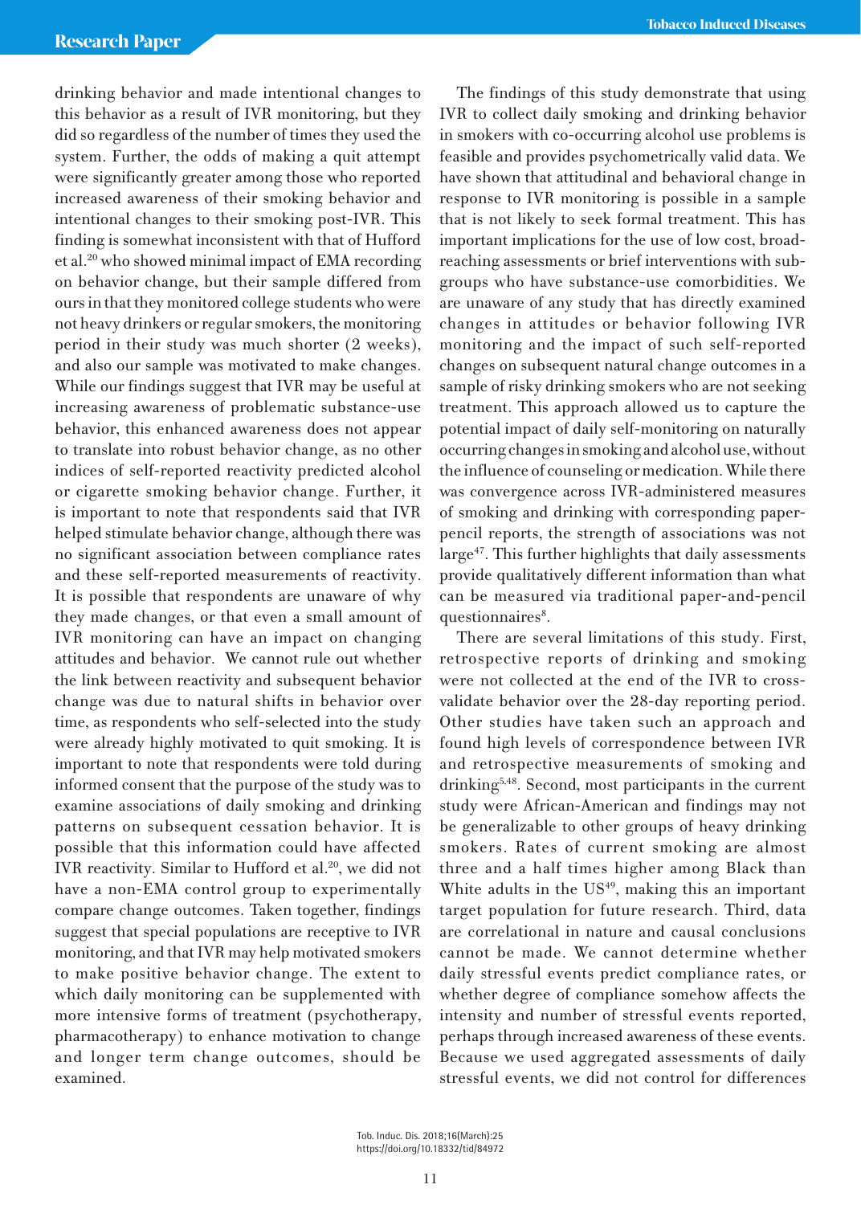drinking behavior and made intentional changes to this behavior as a result of IVR monitoring, but they did so regardless of the number of times they used the system. Further, the odds of making a quit attempt were significantly greater among those who reported increased awareness of their smoking behavior and intentional changes to their smoking post-IVR. This finding is somewhat inconsistent with that of Hufford et al.[20] who showed minimal impact of EMA recording on behavior change, but their sample differed from ours in that they monitored college students who were not heavy drinkers or regular smokers, the monitoring period in their study was much shorter (2 weeks), and also our sample was motivated to make changes. While our findings suggest that IVR may be useful at increasing awareness of problematic substance-use behavior, this enhanced awareness does not appear to translate into robust behavior change, as no other indices of self-reported reactivity predicted alcohol or cigarette smoking behavior change. Further, it is important to note that respondents said that IVR helped stimulate behavior change, although there was no significant association between compliance rates and these self-reported measurements of reactivity. It is possible that respondents are unaware of why they made changes, or that even a small amount of IVR monitoring can have an impact on changing attitudes and behavior. We cannot rule out whether the link between reactivity and subsequent behavior change was due to natural shifts in behavior over time, as respondents who self-selected into the study were already highly motivated to quit smoking. It is important to note that respondents were told during informed consent that the purpose of the study was to examine associations of daily smoking and drinking patterns on subsequent cessation behavior. It is possible that this information could have affected IVR reactivity. Similar to Hufford et al.[20], we did not have a non-EMA control group to experimentally compare change outcomes. Taken together, findings suggest that special populations are receptive to IVR monitoring, and that IVR may help motivated smokers to make positive behavior change. The extent to which daily monitoring can be supplemented with more intensive forms of treatment (psychotherapy, pharmacotherapy) to enhance motivation to change and longer term change outcomes, should be examined.

The findings of this study demonstrate that using IVR to collect daily smoking and drinking behavior in smokers with co-occurring alcohol use problems is feasible and provides psychometrically valid data. We have shown that attitudinal and behavioral change in response to IVR monitoring is possible in a sample that is not likely to seek formal treatment. This has important implications for the use of low cost, broad-reaching assessments or brief interventions with sub-groups who have substance-use comorbidities. We are unaware of any study that has directly examined changes in attitudes or behavior following IVR monitoring and the impact of such self-reported changes on subsequent natural change outcomes in a sample of risky drinking smokers who are not seeking treatment. This approach allowed us to capture the potential impact of daily self-monitoring on naturally occurring changes in smoking and alcohol use, without the influence of counseling or medication. While there was convergence across IVR-administered measures of smoking and drinking with corresponding paper-pencil reports, the strength of associations was not large[47]. This further highlights that daily assessments provide qualitatively different information than what can be measured via traditional paper-and-pencil questionnaires[8].

There are several limitations of this study. First, retrospective reports of drinking and smoking were not collected at the end of the IVR to cross-validate behavior over the 28-day reporting period. Other studies have taken such an approach and found high levels of correspondence between IVR and retrospective measurements of smoking and drinking[5,48]. Second, most participants in the current study were African-American and findings may not be generalizable to other groups of heavy drinking smokers. Rates of current smoking are almost three and a half times higher among Black than White adults in the US[49], making this an important target population for future research. Third, data are correlational in nature and causal conclusions cannot be made. We cannot determine whether daily stressful events predict compliance rates, or whether degree of compliance somehow affects the intensity and number of stressful events reported, perhaps through increased awareness of these events. Because we used aggregated assessments of daily stressful events, we did not control for differences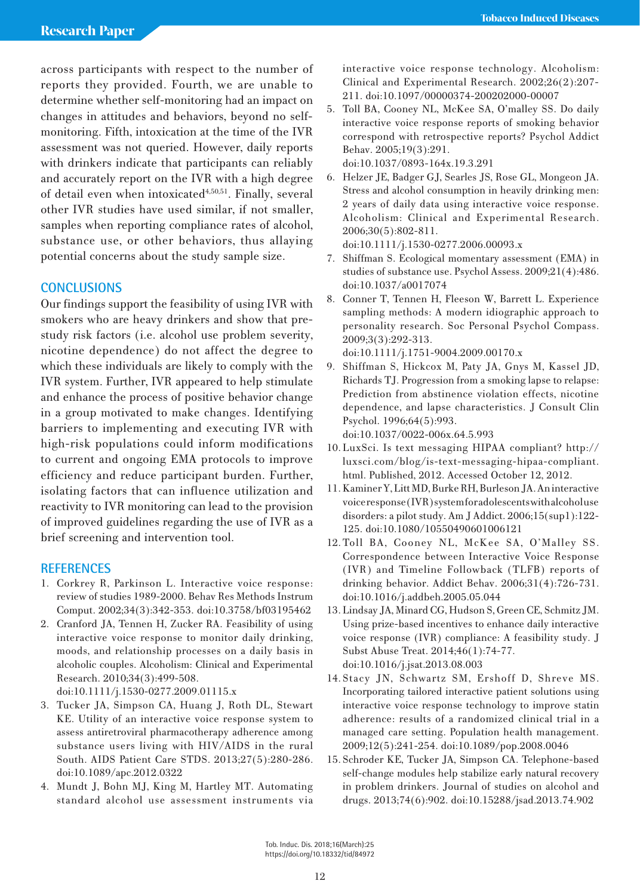across participants with respect to the number of reports they provided. Fourth, we are unable to determine whether self-monitoring had an impact on changes in attitudes and behaviors, beyond no self-monitoring. Fifth, intoxication at the time of the IVR assessment was not queried. However, daily reports with drinkers indicate that participants can reliably and accurately report on the IVR with a high degree of detail even when intoxicated[4,50,51]. Finally, several other IVR studies have used similar, if not smaller, samples when reporting compliance rates of alcohol, substance use, or other behaviors, thus allaying potential concerns about the study sample size.

## CONCLUSIONS

Our findings support the feasibility of using IVR with smokers who are heavy drinkers and show that pre-study risk factors (i.e. alcohol use problem severity, nicotine dependence) do not affect the degree to which these individuals are likely to comply with the IVR system. Further, IVR appeared to help stimulate and enhance the process of positive behavior change in a group motivated to make changes. Identifying barriers to implementing and executing IVR with high-risk populations could inform modifications to current and ongoing EMA protocols to improve efficiency and reduce participant burden. Further, isolating factors that can influence utilization and reactivity to IVR monitoring can lead to the provision of improved guidelines regarding the use of IVR as a brief screening and intervention tool.

## REFERENCES

1. Corkrey R, Parkinson L. Interactive voice response: review of studies 1989-2000. Behav Res Methods Instrum Comput. 2002;34(3):342-353. doi:10.3758/bf03195462
2. Cranford JA, Tennen H, Zucker RA. Feasibility of using interactive voice response to monitor daily drinking, moods, and relationship processes on a daily basis in alcoholic couples. Alcoholism: Clinical and Experimental Research. 2010;34(3):499-508. doi:10.1111/j.1530-0277.2009.01115.x
3. Tucker JA, Simpson CA, Huang J, Roth DL, Stewart KE. Utility of an interactive voice response system to assess antiretroviral pharmacotherapy adherence among substance users living with HIV/AIDS in the rural South. AIDS Patient Care STDS. 2013;27(5):280-286. doi:10.1089/apc.2012.0322
4. Mundt J, Bohn MJ, King M, Hartley MT. Automating standard alcohol use assessment instruments via interactive voice response technology. Alcoholism: Clinical and Experimental Research. 2002;26(2):207-211. doi:10.1097/00000374-200202000-00007
5. Toll BA, Cooney NL, McKee SA, O'malley SS. Do daily interactive voice response reports of smoking behavior correspond with retrospective reports? Psychol Addict Behav. 2005;19(3):291. doi:10.1037/0893-164x.19.3.291
6. Helzer JE, Badger GJ, Searles JS, Rose GL, Mongeon JA. Stress and alcohol consumption in heavily drinking men: 2 years of daily data using interactive voice response. Alcoholism: Clinical and Experimental Research. 2006;30(5):802-811. doi:10.1111/j.1530-0277.2006.00093.x
7. Shiffman S. Ecological momentary assessment (EMA) in studies of substance use. Psychol Assess. 2009;21(4):486. doi:10.1037/a0017074
8. Conner T, Tennen H, Fleeson W, Barrett L. Experience sampling methods: A modern idiographic approach to personality research. Soc Personal Psychol Compass. 2009;3(3):292-313. doi:10.1111/j.1751-9004.2009.00170.x
9. Shiffman S, Hickcox M, Paty JA, Gnys M, Kassel JD, Richards TJ. Progression from a smoking lapse to relapse: Prediction from abstinence violation effects, nicotine dependence, and lapse characteristics. J Consult Clin Psychol. 1996;64(5):993. doi:10.1037/0022-006x.64.5.993
10. LuxSci. Is text messaging HIPAA compliant? http://luxsci.com/blog/is-text-messaging-hipaa-compliant.html. Published, 2012. Accessed October 12, 2012.
11. Kaminer Y, Litt MD, Burke RH, Burleson JA. An interactive voice response (IVR) system for adolescents with alcohol use disorders: a pilot study. Am J Addict. 2006;15(sup1):122-125. doi:10.1080/10550490601006121
12. Toll BA, Cooney NL, McKee SA, O'Malley SS. Correspondence between Interactive Voice Response (IVR) and Timeline Followback (TLFB) reports of drinking behavior. Addict Behav. 2006;31(4):726-731. doi:10.1016/j.addbeh.2005.05.044
13. Lindsay JA, Minard CG, Hudson S, Green CE, Schmitz JM. Using prize-based incentives to enhance daily interactive voice response (IVR) compliance: A feasibility study. J Subst Abuse Treat. 2014;46(1):74-77. doi:10.1016/j.jsat.2013.08.003
14. Stacy JN, Schwartz SM, Ershoff D, Shreve MS. Incorporating tailored interactive patient solutions using interactive voice response technology to improve statin adherence: results of a randomized clinical trial in a managed care setting. Population health management. 2009;12(5):241-254. doi:10.1089/pop.2008.0046
15. Schroder KE, Tucker JA, Simpson CA. Telephone-based self-change modules help stabilize early natural recovery in problem drinkers. Journal of studies on alcohol and drugs. 2013;74(6):902. doi:10.15288/jsad.2013.74.902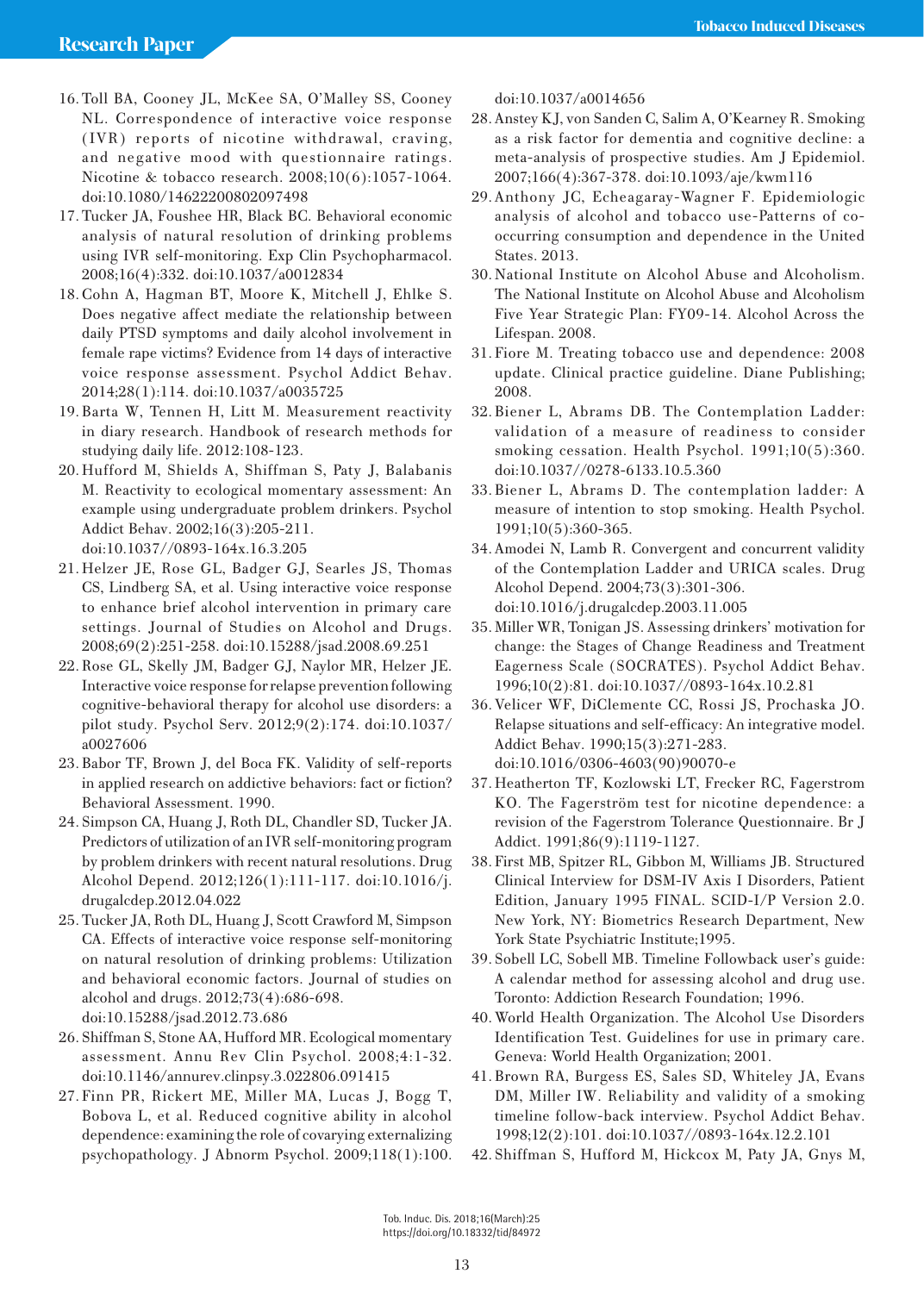16. Toll BA, Cooney JL, McKee SA, O'Malley SS, Cooney NL. Correspondence of interactive voice response (IVR) reports of nicotine withdrawal, craving, and negative mood with questionnaire ratings. Nicotine & tobacco research. 2008;10(6):1057-1064. doi:10.1080/14622200802097498
17. Tucker JA, Foushee HR, Black BC. Behavioral economic analysis of natural resolution of drinking problems using IVR self-monitoring. Exp Clin Psychopharmacol. 2008;16(4):332. doi:10.1037/a0012834
18. Cohn A, Hagman BT, Moore K, Mitchell J, Ehlke S. Does negative affect mediate the relationship between daily PTSD symptoms and daily alcohol involvement in female rape victims? Evidence from 14 days of interactive voice response assessment. Psychol Addict Behav. 2014;28(1):114. doi:10.1037/a0035725
19. Barta W, Tennen H, Litt M. Measurement reactivity in diary research. Handbook of research methods for studying daily life. 2012:108-123.
20. Hufford M, Shields A, Shiffman S, Paty J, Balabanis M. Reactivity to ecological momentary assessment: An example using undergraduate problem drinkers. Psychol Addict Behav. 2002;16(3):205-211. doi:10.1037//0893-164x.16.3.205
21. Helzer JE, Rose GL, Badger GJ, Searles JS, Thomas CS, Lindberg SA, et al. Using interactive voice response to enhance brief alcohol intervention in primary care settings. Journal of Studies on Alcohol and Drugs. 2008;69(2):251-258. doi:10.15288/jsad.2008.69.251
22. Rose GL, Skelly JM, Badger GJ, Naylor MR, Helzer JE. Interactive voice response for relapse prevention following cognitive-behavioral therapy for alcohol use disorders: a pilot study. Psychol Serv. 2012;9(2):174. doi:10.1037/a0027606
23. Babor TF, Brown J, del Boca FK. Validity of self-reports in applied research on addictive behaviors: fact or fiction? Behavioral Assessment. 1990.
24. Simpson CA, Huang J, Roth DL, Chandler SD, Tucker JA. Predictors of utilization of an IVR self-monitoring program by problem drinkers with recent natural resolutions. Drug Alcohol Depend. 2012;126(1):111-117. doi:10.1016/j.drugalcdep.2012.04.022
25. Tucker JA, Roth DL, Huang J, Scott Crawford M, Simpson CA. Effects of interactive voice response self-monitoring on natural resolution of drinking problems: Utilization and behavioral economic factors. Journal of studies on alcohol and drugs. 2012;73(4):686-698. doi:10.15288/jsad.2012.73.686
26. Shiffman S, Stone AA, Hufford MR. Ecological momentary assessment. Annu Rev Clin Psychol. 2008;4:1-32. doi:10.1146/annurev.clinpsy.3.022806.091415
27. Finn PR, Rickert ME, Miller MA, Lucas J, Bogg T, Bobova L, et al. Reduced cognitive ability in alcohol dependence: examining the role of covarying externalizing psychopathology. J Abnorm Psychol. 2009;118(1):100. doi:10.1037/a0014656
28. Anstey KJ, von Sanden C, Salim A, O'Kearney R. Smoking as a risk factor for dementia and cognitive decline: a meta-analysis of prospective studies. Am J Epidemiol. 2007;166(4):367-378. doi:10.1093/aje/kwm116
29. Anthony JC, Echeagaray-Wagner F. Epidemiologic analysis of alcohol and tobacco use-Patterns of co-occurring consumption and dependence in the United States. 2013.
30. National Institute on Alcohol Abuse and Alcoholism. The National Institute on Alcohol Abuse and Alcoholism Five Year Strategic Plan: FY09-14. Alcohol Across the Lifespan. 2008.
31. Fiore M. Treating tobacco use and dependence: 2008 update. Clinical practice guideline. Diane Publishing; 2008.
32. Biener L, Abrams DB. The Contemplation Ladder: validation of a measure of readiness to consider smoking cessation. Health Psychol. 1991;10(5):360. doi:10.1037//0278-6133.10.5.360
33. Biener L, Abrams D. The contemplation ladder: A measure of intention to stop smoking. Health Psychol. 1991;10(5):360-365.
34. Amodei N, Lamb R. Convergent and concurrent validity of the Contemplation Ladder and URICA scales. Drug Alcohol Depend. 2004;73(3):301-306. doi:10.1016/j.drugalcdep.2003.11.005
35. Miller WR, Tonigan JS. Assessing drinkers' motivation for change: the Stages of Change Readiness and Treatment Eagerness Scale (SOCRATES). Psychol Addict Behav. 1996;10(2):81. doi:10.1037//0893-164x.10.2.81
36. Velicer WF, DiClemente CC, Rossi JS, Prochaska JO. Relapse situations and self-efficacy: An integrative model. Addict Behav. 1990;15(3):271-283. doi:10.1016/0306-4603(90)90070-e
37. Heatherton TF, Kozlowski LT, Frecker RC, Fagerstrom KO. The Fagerström test for nicotine dependence: a revision of the Fagerstrom Tolerance Questionnaire. Br J Addict. 1991;86(9):1119-1127.
38. First MB, Spitzer RL, Gibbon M, Williams JB. Structured Clinical Interview for DSM-IV Axis I Disorders, Patient Edition, January 1995 FINAL. SCID-I/P Version 2.0. New York, NY: Biometrics Research Department, New York State Psychiatric Institute;1995.
39. Sobell LC, Sobell MB. Timeline Followback user's guide: A calendar method for assessing alcohol and drug use. Toronto: Addiction Research Foundation; 1996.
40. World Health Organization. The Alcohol Use Disorders Identification Test. Guidelines for use in primary care. Geneva: World Health Organization; 2001.
41. Brown RA, Burgess ES, Sales SD, Whiteley JA, Evans DM, Miller IW. Reliability and validity of a smoking timeline follow-back interview. Psychol Addict Behav. 1998;12(2):101. doi:10.1037//0893-164x.12.2.101
42. Shiffman S, Hufford M, Hickcox M, Paty JA, Gnys M,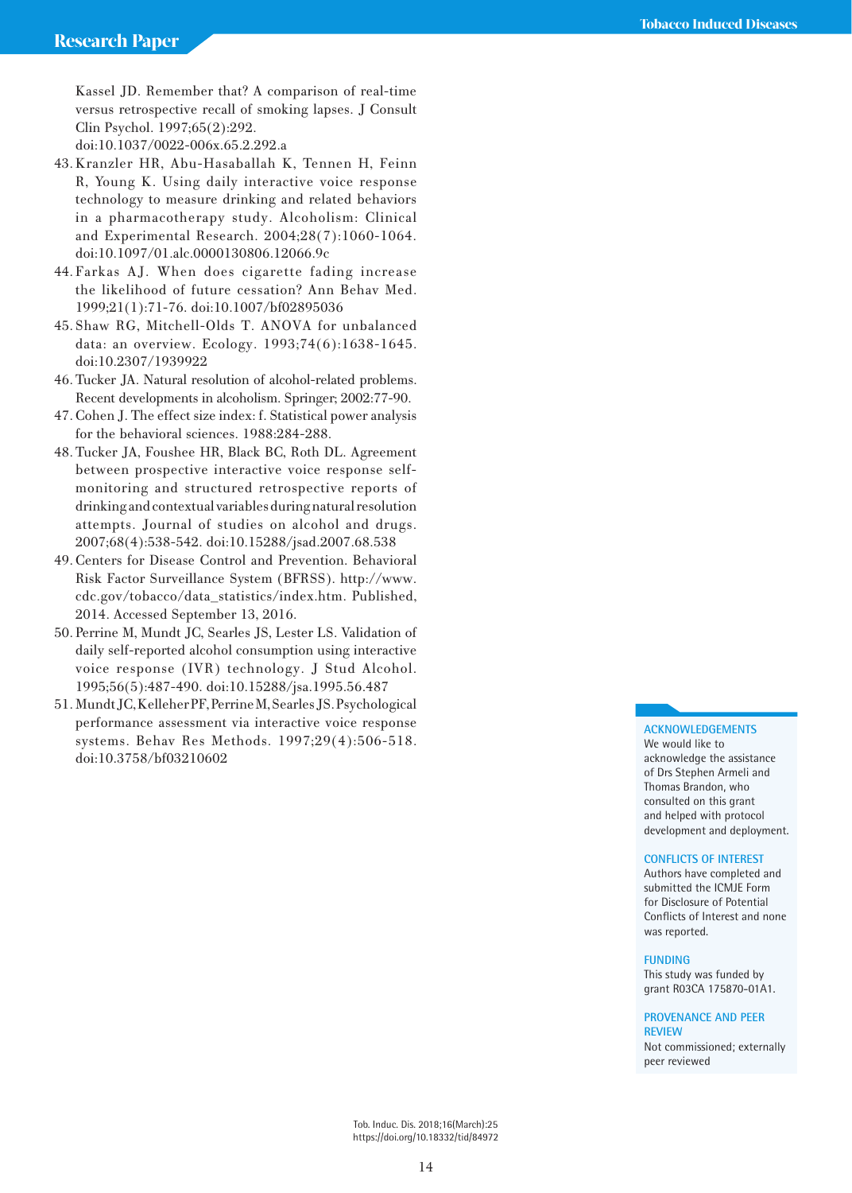Kassel JD. Remember that? A comparison of real-time versus retrospective recall of smoking lapses. J Consult Clin Psychol. 1997;65(2):292. doi:10.1037/0022-006x.65.2.292.a

43. Kranzler HR, Abu-Hasaballah K, Tennen H, Feinn R, Young K. Using daily interactive voice response technology to measure drinking and related behaviors in a pharmacotherapy study. Alcoholism: Clinical and Experimental Research. 2004;28(7):1060-1064. doi:10.1097/01.alc.0000130806.12066.9c
44. Farkas AJ. When does cigarette fading increase the likelihood of future cessation? Ann Behav Med. 1999;21(1):71-76. doi:10.1007/bf02895036
45. Shaw RG, Mitchell-Olds T. ANOVA for unbalanced data: an overview. Ecology. 1993;74(6):1638-1645. doi:10.2307/1939922
46. Tucker JA. Natural resolution of alcohol-related problems. Recent developments in alcoholism. Springer; 2002:77-90.
47. Cohen J. The effect size index: f. Statistical power analysis for the behavioral sciences. 1988:284-288.
48. Tucker JA, Foushee HR, Black BC, Roth DL. Agreement between prospective interactive voice response self-monitoring and structured retrospective reports of drinking and contextual variables during natural resolution attempts. Journal of studies on alcohol and drugs. 2007;68(4):538-542. doi:10.15288/jsad.2007.68.538
49. Centers for Disease Control and Prevention. Behavioral Risk Factor Surveillance System (BFRSS). http://www.cdc.gov/tobacco/data_statistics/index.htm. Published, 2014. Accessed September 13, 2016.
50. Perrine M, Mundt JC, Searles JS, Lester LS. Validation of daily self-reported alcohol consumption using interactive voice response (IVR) technology. J Stud Alcohol. 1995;56(5):487-490. doi:10.15288/jsa.1995.56.487
51. Mundt JC, Kelleher PF, Perrine M, Searles JS. Psychological performance assessment via interactive voice response systems. Behav Res Methods. 1997;29(4):506-518. doi:10.3758/bf03210602

## ACKNOWLEDGEMENTS

We would like to acknowledge the assistance of Drs Stephen Armeli and Thomas Brandon, who consulted on this grant and helped with protocol development and deployment.

## CONFLICTS OF INTEREST

Authors have completed and submitted the ICMJE Form for Disclosure of Potential Conflicts of Interest and none was reported.

## FUNDING

This study was funded by grant R03CA 175870-01A1.

## PROVENANCE AND PEER REVIEW

Not commissioned; externally peer reviewed